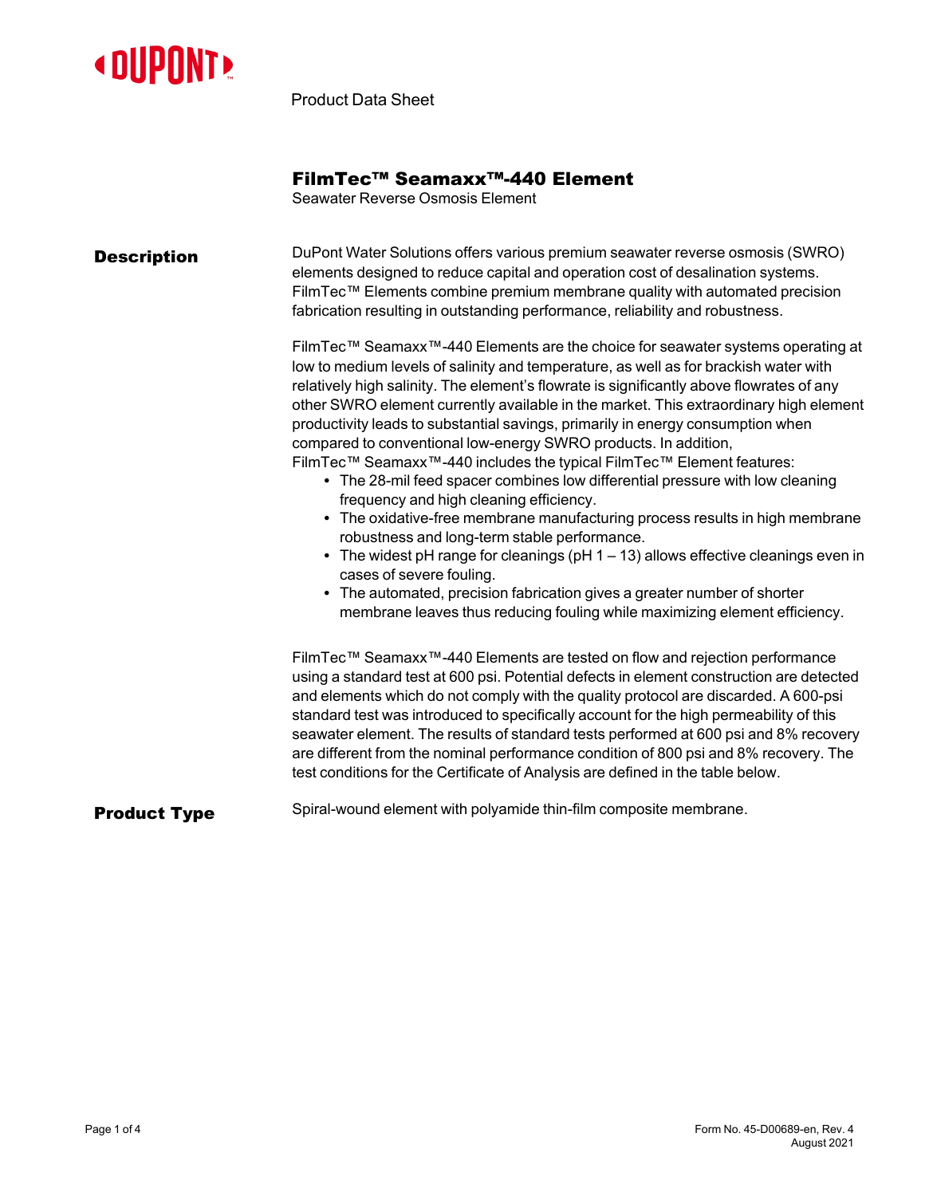Product Data Sheet

# FilmTec™ Seamaxx™-440 Element

Seawater Reverse Osmosis Element

## Description

DuPont Water Solutions offers various premium seawater reverse osmosis (SWRO) elements designed to reduce capital and operation cost of desalination systems. FilmTec™ Elements combine premium membrane quality with automated precision fabrication resulting in outstanding performance, reliability and robustness.

FilmTec™ Seamaxx™-440 Elements are the choice for seawater systems operating at low to medium levels of salinity and temperature, as well as for brackish water with relatively high salinity. The element's flowrate is significantly above flowrates of any other SWRO element currently available in the market. This extraordinary high element productivity leads to substantial savings, primarily in energy consumption when compared to conventional low-energy SWRO products. In addition, FilmTec™ Seamaxx™-440 includes the typical FilmTec™ Element features:

- The 28-mil feed spacer combines low differential pressure with low cleaning frequency and high cleaning efficiency.
- The oxidative-free membrane manufacturing process results in high membrane robustness and long-term stable performance.
- The widest pH range for cleanings (pH 1 – 13) allows effective cleanings even in cases of severe fouling.
- The automated, precision fabrication gives a greater number of shorter membrane leaves thus reducing fouling while maximizing element efficiency.

FilmTec™ Seamaxx™-440 Elements are tested on flow and rejection performance using a standard test at 600 psi. Potential defects in element construction are detected and elements which do not comply with the quality protocol are discarded. A 600-psi standard test was introduced to specifically account for the high permeability of this seawater element. The results of standard tests performed at 600 psi and 8% recovery are different from the nominal performance condition of 800 psi and 8% recovery. The test conditions for the Certificate of Analysis are defined in the table below.

## Product Type

Spiral-wound element with polyamide thin-film composite membrane.

Form No. 45-D00689-en, Rev. 4
August 2021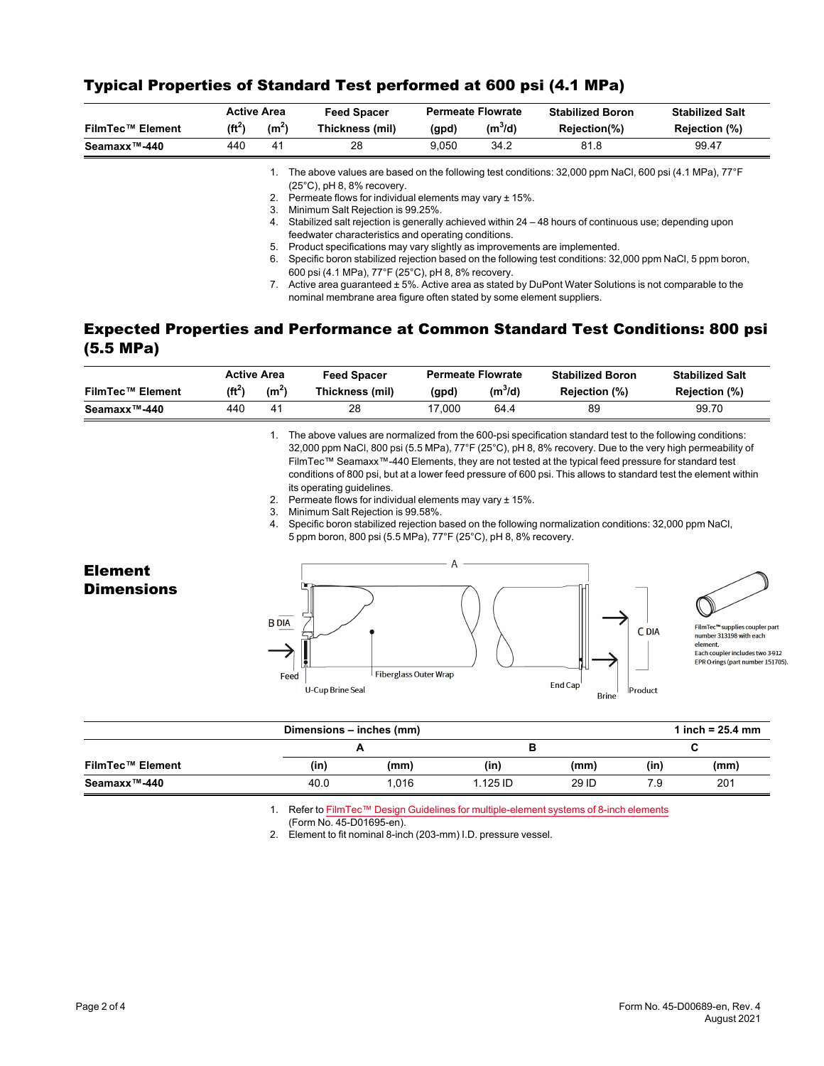## Typical Properties of Standard Test performed at 600 psi (4.1 MPa)

| FilmTec™ Element | Active Area ($ft^2$) | Active Area ($m^2$) | Feed Spacer Thickness (mil) | Permeate Flowrate (gpd) | Permeate Flowrate ($m^3$/d) | Stabilized Boron Rejection(%) | Stabilized Salt Rejection (%) |
|---|---|---|---|---|---|---|---|
| **Seamaxx™-440** | 440 | 41 | 28 | 9,050 | 34.2 | 81.8 | 99.47 |

1. The above values are based on the following test conditions: 32,000 ppm NaCl, 600 psi (4.1 MPa), 77°F (25°C), pH 8, 8% recovery.
2. Permeate flows for individual elements may vary ± 15%.
3. Minimum Salt Rejection is 99.25%.
4. Stabilized salt rejection is generally achieved within 24 – 48 hours of continuous use; depending upon feedwater characteristics and operating conditions.
5. Product specifications may vary slightly as improvements are implemented.
6. Specific boron stabilized rejection based on the following test conditions: 32,000 ppm NaCl, 5 ppm boron, 600 psi (4.1 MPa), 77°F (25°C), pH 8, 8% recovery.
7. Active area guaranteed ± 5%. Active area as stated by DuPont Water Solutions is not comparable to the nominal membrane area figure often stated by some element suppliers.

## Expected Properties and Performance at Common Standard Test Conditions: 800 psi (5.5 MPa)

| FilmTec™ Element | Active Area ($ft^2$) | Active Area ($m^2$) | Feed Spacer Thickness (mil) | Permeate Flowrate (gpd) | Permeate Flowrate ($m^3$/d) | Stabilized Boron Rejection (%) | Stabilized Salt Rejection (%) |
|---|---|---|---|---|---|---|---|
| **Seamaxx™-440** | 440 | 41 | 28 | 17,000 | 64.4 | 89 | 99.70 |

1. The above values are normalized from the 600-psi specification standard test to the following conditions: 32,000 ppm NaCl, 800 psi (5.5 MPa), 77°F (25°C), pH 8, 8% recovery. Due to the very high permeability of FilmTec™ Seamaxx™-440 Elements, they are not tested at the typical feed pressure for standard test conditions of 800 psi, but at a lower feed pressure of 600 psi. This allows to standard test the element within its operating guidelines.
2. Permeate flows for individual elements may vary ± 15%.
3. Minimum Salt Rejection is 99.58%.
4. Specific boron stabilized rejection based on the following normalization conditions: 32,000 ppm NaCl, 5 ppm boron, 800 psi (5.5 MPa), 77°F (25°C), pH 8, 8% recovery.

## Element Dimensions

FilmTec™ supplies coupler part number 313198 with each element. Each coupler includes two 3-912 EPR O-rings (part number 151705).

| FilmTec™ Element | A (in) | A (mm) | B (in) | B (mm) | C (in) | C (mm) |
|---|---|---|---|---|---|---|
| **Seamaxx™-440** | 40.0 | 1,016 | 1.125 ID | 29 ID | 7.9 | 201 |

Dimensions – inches (mm); 1 inch = 25.4 mm

1. Refer to FilmTec™ Design Guidelines for multiple-element systems of 8-inch elements (Form No. 45-D01695-en).
2. Element to fit nominal 8-inch (203-mm) I.D. pressure vessel.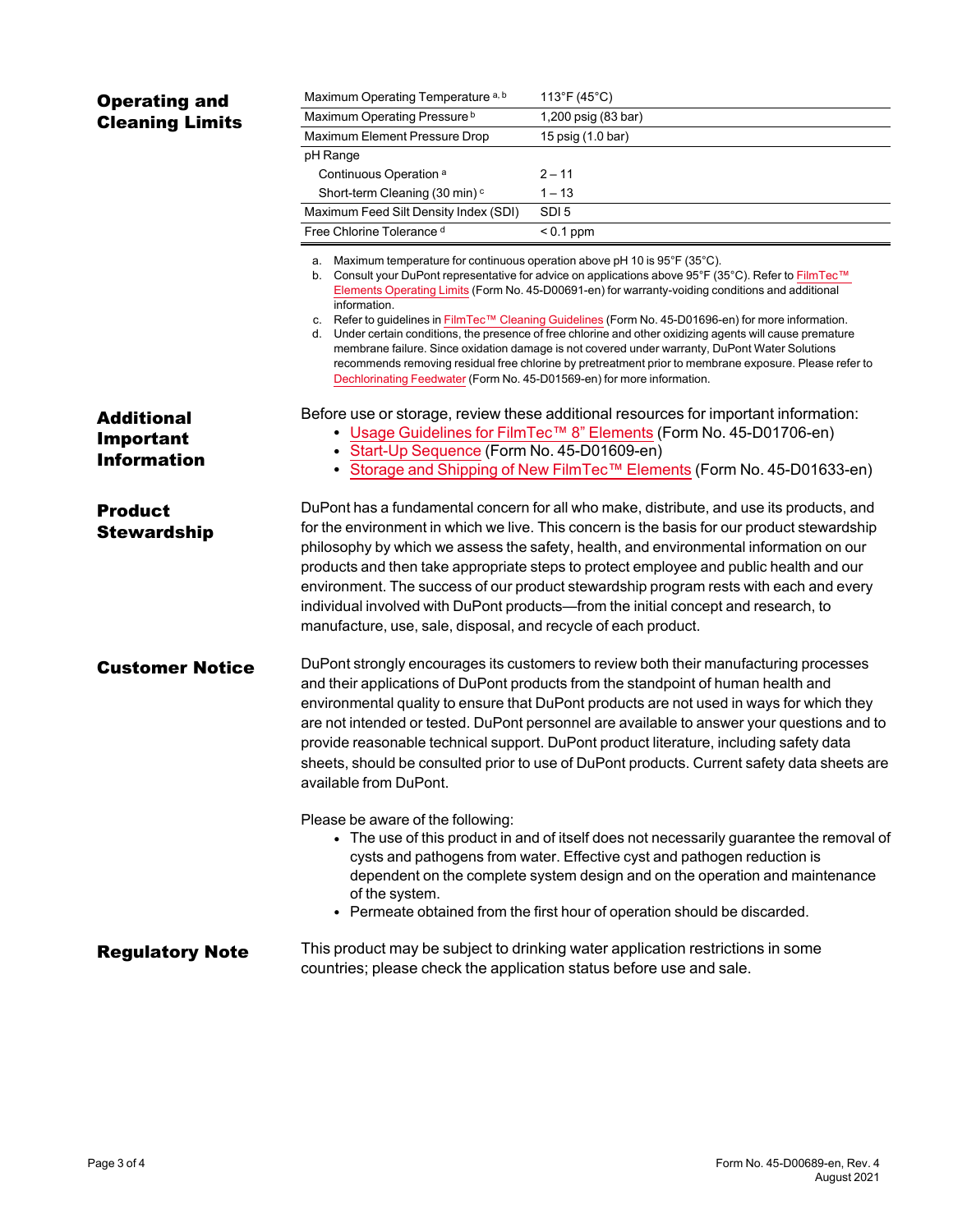## Operating and Cleaning Limits

| Parameter | Value |
|---|---|
| Maximum Operating Temperature [a, b] | 113°F (45°C) |
| Maximum Operating Pressure [b] | 1,200 psig (83 bar) |
| Maximum Element Pressure Drop | 15 psig (1.0 bar) |
| pH Range | |
| Continuous Operation [a] | 2 – 11 |
| Short-term Cleaning (30 min) [c] | 1 – 13 |
| Maximum Feed Silt Density Index (SDI) | SDI 5 |
| Free Chlorine Tolerance [d] | < 0.1 ppm |

a. Maximum temperature for continuous operation above pH 10 is 95°F (35°C).
b. Consult your DuPont representative for advice on applications above 95°F (35°C). Refer to FilmTec™ Elements Operating Limits (Form No. 45-D00691-en) for warranty-voiding conditions and additional information.
c. Refer to guidelines in FilmTec™ Cleaning Guidelines (Form No. 45-D01696-en) for more information.
d. Under certain conditions, the presence of free chlorine and other oxidizing agents will cause premature membrane failure. Since oxidation damage is not covered under warranty, DuPont Water Solutions recommends removing residual free chlorine by pretreatment prior to membrane exposure. Please refer to Dechlorinating Feedwater (Form No. 45-D01569-en) for more information.

## Additional Important Information

Before use or storage, review these additional resources for important information:

- Usage Guidelines for FilmTec™ 8" Elements (Form No. 45-D01706-en)
- Start-Up Sequence (Form No. 45-D01609-en)
- Storage and Shipping of New FilmTec™ Elements (Form No. 45-D01633-en)

## Product Stewardship

DuPont has a fundamental concern for all who make, distribute, and use its products, and for the environment in which we live. This concern is the basis for our product stewardship philosophy by which we assess the safety, health, and environmental information on our products and then take appropriate steps to protect employee and public health and our environment. The success of our product stewardship program rests with each and every individual involved with DuPont products—from the initial concept and research, to manufacture, use, sale, disposal, and recycle of each product.

## Customer Notice

DuPont strongly encourages its customers to review both their manufacturing processes and their applications of DuPont products from the standpoint of human health and environmental quality to ensure that DuPont products are not used in ways for which they are not intended or tested. DuPont personnel are available to answer your questions and to provide reasonable technical support. DuPont product literature, including safety data sheets, should be consulted prior to use of DuPont products. Current safety data sheets are available from DuPont.

Please be aware of the following:

- The use of this product in and of itself does not necessarily guarantee the removal of cysts and pathogens from water. Effective cyst and pathogen reduction is dependent on the complete system design and on the operation and maintenance of the system.
- Permeate obtained from the first hour of operation should be discarded.

## Regulatory Note

This product may be subject to drinking water application restrictions in some countries; please check the application status before use and sale.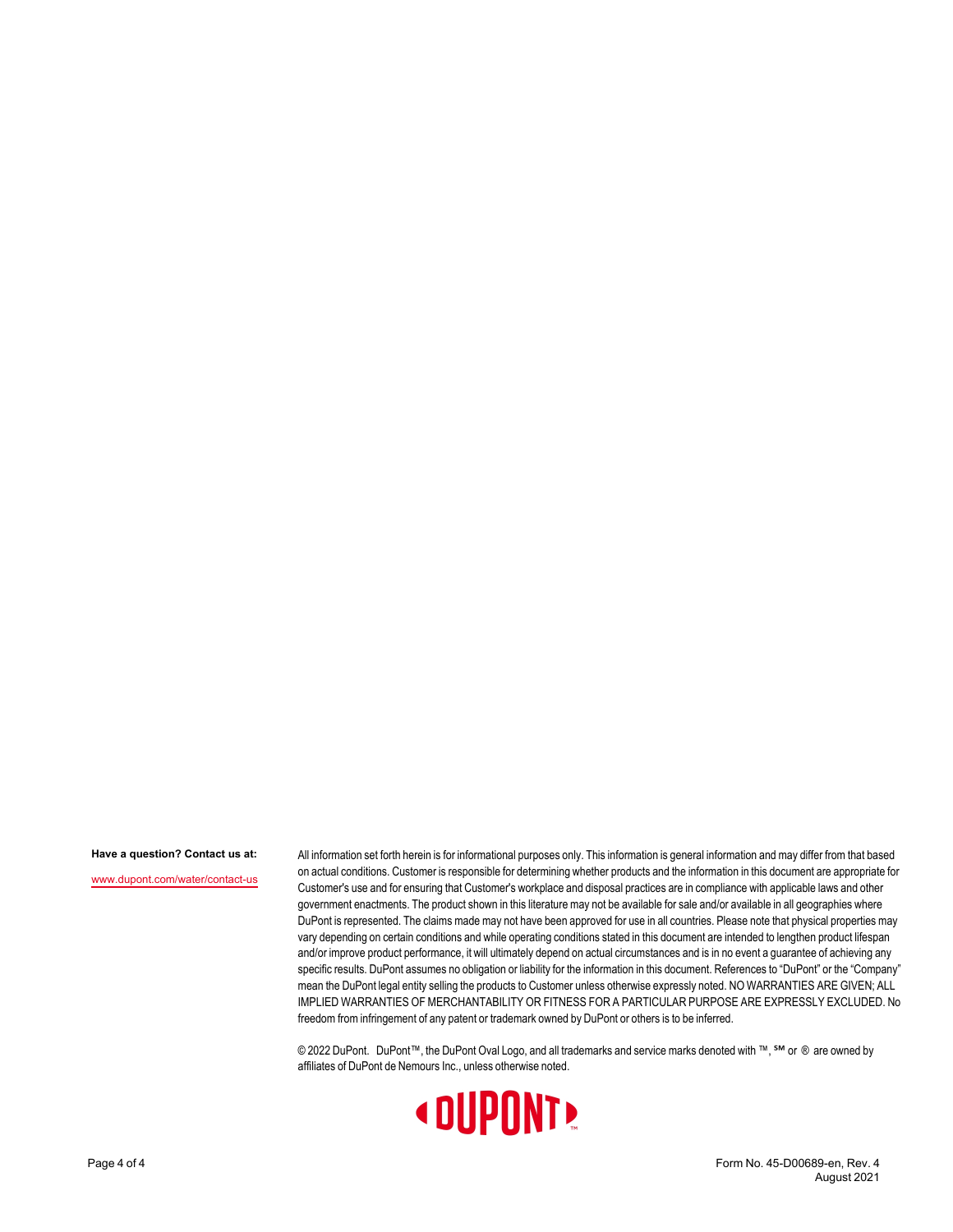**Have a question? Contact us at:**

www.dupont.com/water/contact-us

All information set forth herein is for informational purposes only. This information is general information and may differ from that based on actual conditions. Customer is responsible for determining whether products and the information in this document are appropriate for Customer's use and for ensuring that Customer's workplace and disposal practices are in compliance with applicable laws and other government enactments. The product shown in this literature may not be available for sale and/or available in all geographies where DuPont is represented. The claims made may not have been approved for use in all countries. Please note that physical properties may vary depending on certain conditions and while operating conditions stated in this document are intended to lengthen product lifespan and/or improve product performance, it will ultimately depend on actual circumstances and is in no event a guarantee of achieving any specific results. DuPont assumes no obligation or liability for the information in this document. References to "DuPont" or the "Company" mean the DuPont legal entity selling the products to Customer unless otherwise expressly noted. NO WARRANTIES ARE GIVEN; ALL IMPLIED WARRANTIES OF MERCHANTABILITY OR FITNESS FOR A PARTICULAR PURPOSE ARE EXPRESSLY EXCLUDED. No freedom from infringement of any patent or trademark owned by DuPont or others is to be inferred.

© 2022 DuPont. DuPont™, the DuPont Oval Logo, and all trademarks and service marks denoted with ™, ℠ or ® are owned by affiliates of DuPont de Nemours Inc., unless otherwise noted.

Form No. 45-D00689-en, Rev. 4
August 2021